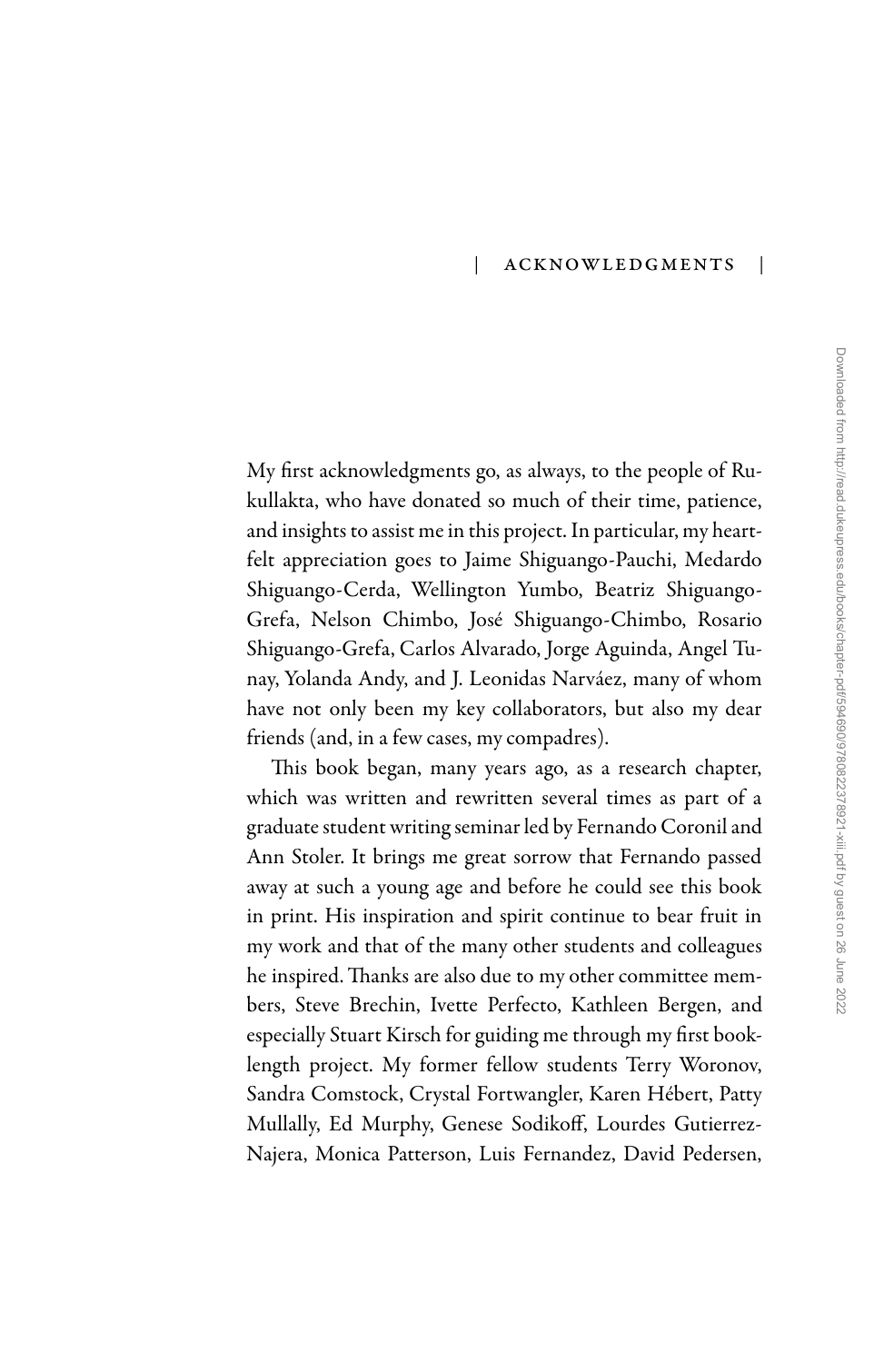# ACKNOWLEDGMENTS

My first acknowledgments go, as always, to the people of Rukullakta, who have donated so much of their time, patience, and insights to assist me in this project. In particular, my heartfelt appreciation goes to Jaime Shiguango-Pauchi, Medardo Shiguango-Cerda, Wellington Yumbo, Beatriz Shiguango-Grefa, Nelson Chimbo, José Shiguango-Chimbo, Rosario Shiguango-Grefa, Carlos Alvarado, Jorge Aguinda, Angel Tunay, Yolanda Andy, and J. Leonidas Narváez, many of whom have not only been my key collaborators, but also my dear friends (and, in a few cases, my compadres).

This book began, many years ago, as a research chapter, which was written and rewritten several times as part of a graduate student writing seminar led by Fernando Coronil and Ann Stoler. It brings me great sorrow that Fernando passed away at such a young age and before he could see this book in print. His inspiration and spirit continue to bear fruit in my work and that of the many other students and colleagues he inspired. Thanks are also due to my other committee members, Steve Brechin, Ivette Perfecto, Kathleen Bergen, and especially Stuart Kirsch for guiding me through my first book-length project. My former fellow students Terry Woronov, Sandra Comstock, Crystal Fortwangler, Karen Hébert, Patty Mullally, Ed Murphy, Genese Sodikoff, Lourdes Gutierrez-Najera, Monica Patterson, Luis Fernandez, David Pedersen,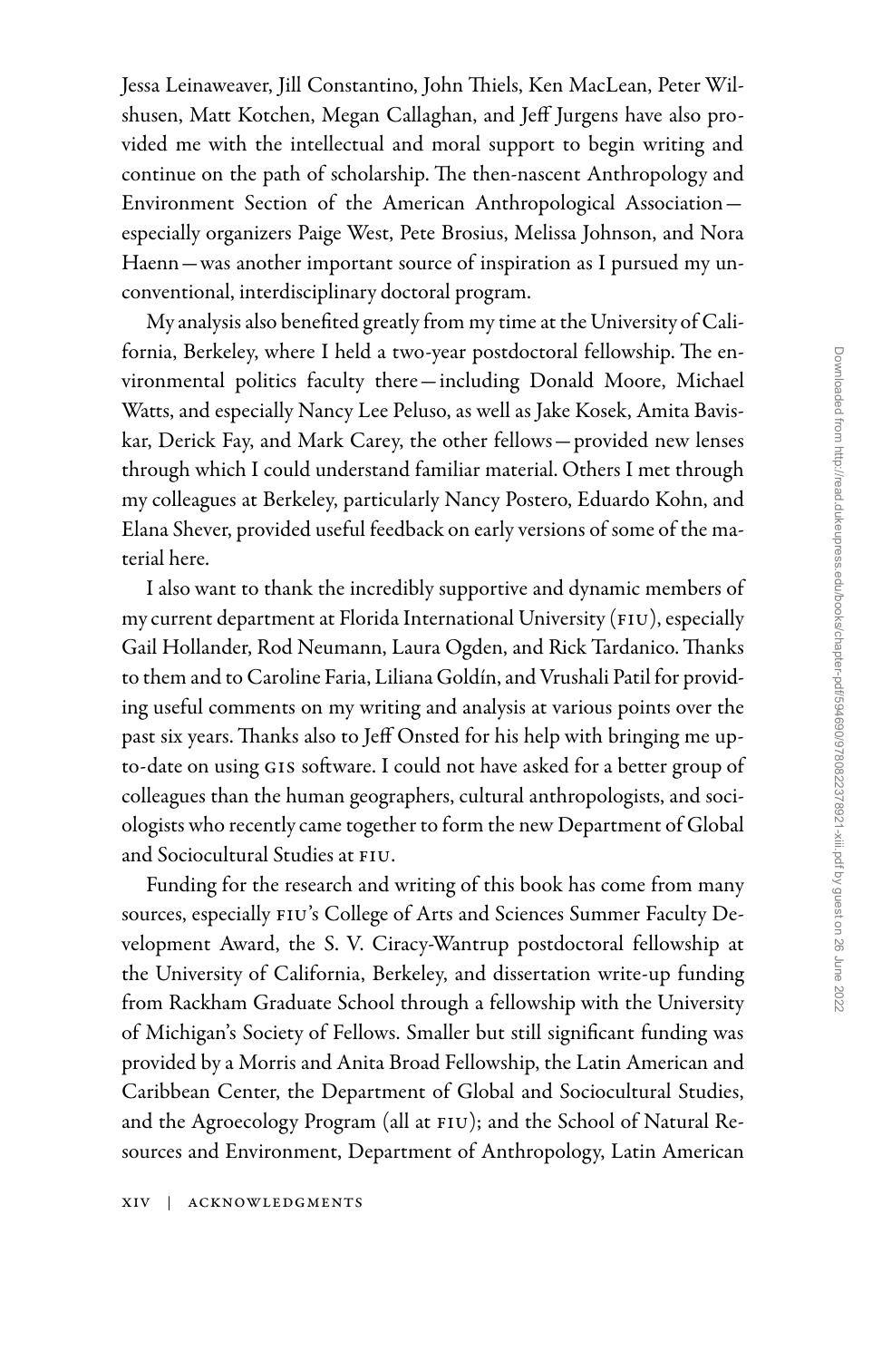Jessa Leinaweaver, Jill Constantino, John Thiels, Ken MacLean, Peter Wilshusen, Matt Kotchen, Megan Callaghan, and Jeff Jurgens have also provided me with the intellectual and moral support to begin writing and continue on the path of scholarship. The then-nascent Anthropology and Environment Section of the American Anthropological Association—especially organizers Paige West, Pete Brosius, Melissa Johnson, and Nora Haenn—was another important source of inspiration as I pursued my unconventional, interdisciplinary doctoral program.

My analysis also benefited greatly from my time at the University of California, Berkeley, where I held a two-year postdoctoral fellowship. The environmental politics faculty there—including Donald Moore, Michael Watts, and especially Nancy Lee Peluso, as well as Jake Kosek, Amita Baviskar, Derick Fay, and Mark Carey, the other fellows—provided new lenses through which I could understand familiar material. Others I met through my colleagues at Berkeley, particularly Nancy Postero, Eduardo Kohn, and Elana Shever, provided useful feedback on early versions of some of the material here.

I also want to thank the incredibly supportive and dynamic members of my current department at Florida International University (FIU), especially Gail Hollander, Rod Neumann, Laura Ogden, and Rick Tardanico. Thanks to them and to Caroline Faria, Liliana Goldín, and Vrushali Patil for providing useful comments on my writing and analysis at various points over the past six years. Thanks also to Jeff Onsted for his help with bringing me up-to-date on using GIS software. I could not have asked for a better group of colleagues than the human geographers, cultural anthropologists, and sociologists who recently came together to form the new Department of Global and Sociocultural Studies at FIU.

Funding for the research and writing of this book has come from many sources, especially FIU's College of Arts and Sciences Summer Faculty Development Award, the S. V. Ciracy-Wantrup postdoctoral fellowship at the University of California, Berkeley, and dissertation write-up funding from Rackham Graduate School through a fellowship with the University of Michigan's Society of Fellows. Smaller but still significant funding was provided by a Morris and Anita Broad Fellowship, the Latin American and Caribbean Center, the Department of Global and Sociocultural Studies, and the Agroecology Program (all at FIU); and the School of Natural Resources and Environment, Department of Anthropology, Latin American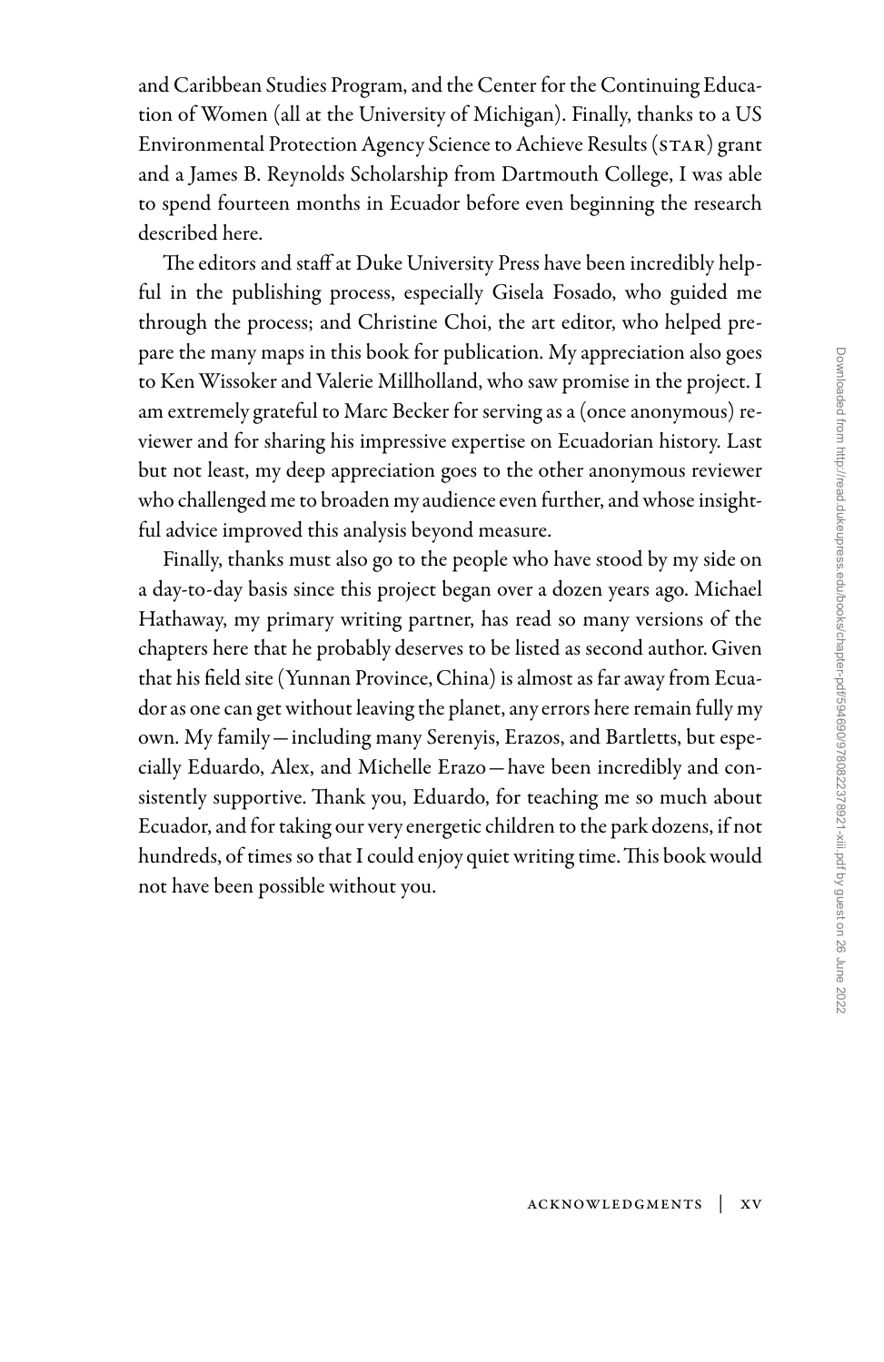and Caribbean Studies Program, and the Center for the Continuing Education of Women (all at the University of Michigan). Finally, thanks to a US Environmental Protection Agency Science to Achieve Results (STAR) grant and a James B. Reynolds Scholarship from Dartmouth College, I was able to spend fourteen months in Ecuador before even beginning the research described here.

The editors and staff at Duke University Press have been incredibly helpful in the publishing process, especially Gisela Fosado, who guided me through the process; and Christine Choi, the art editor, who helped prepare the many maps in this book for publication. My appreciation also goes to Ken Wissoker and Valerie Millholland, who saw promise in the project. I am extremely grateful to Marc Becker for serving as a (once anonymous) reviewer and for sharing his impressive expertise on Ecuadorian history. Last but not least, my deep appreciation goes to the other anonymous reviewer who challenged me to broaden my audience even further, and whose insightful advice improved this analysis beyond measure.

Finally, thanks must also go to the people who have stood by my side on a day-to-day basis since this project began over a dozen years ago. Michael Hathaway, my primary writing partner, has read so many versions of the chapters here that he probably deserves to be listed as second author. Given that his field site (Yunnan Province, China) is almost as far away from Ecuador as one can get without leaving the planet, any errors here remain fully my own. My family—including many Serenyis, Erazos, and Bartletts, but especially Eduardo, Alex, and Michelle Erazo—have been incredibly and consistently supportive. Thank you, Eduardo, for teaching me so much about Ecuador, and for taking our very energetic children to the park dozens, if not hundreds, of times so that I could enjoy quiet writing time. This book would not have been possible without you.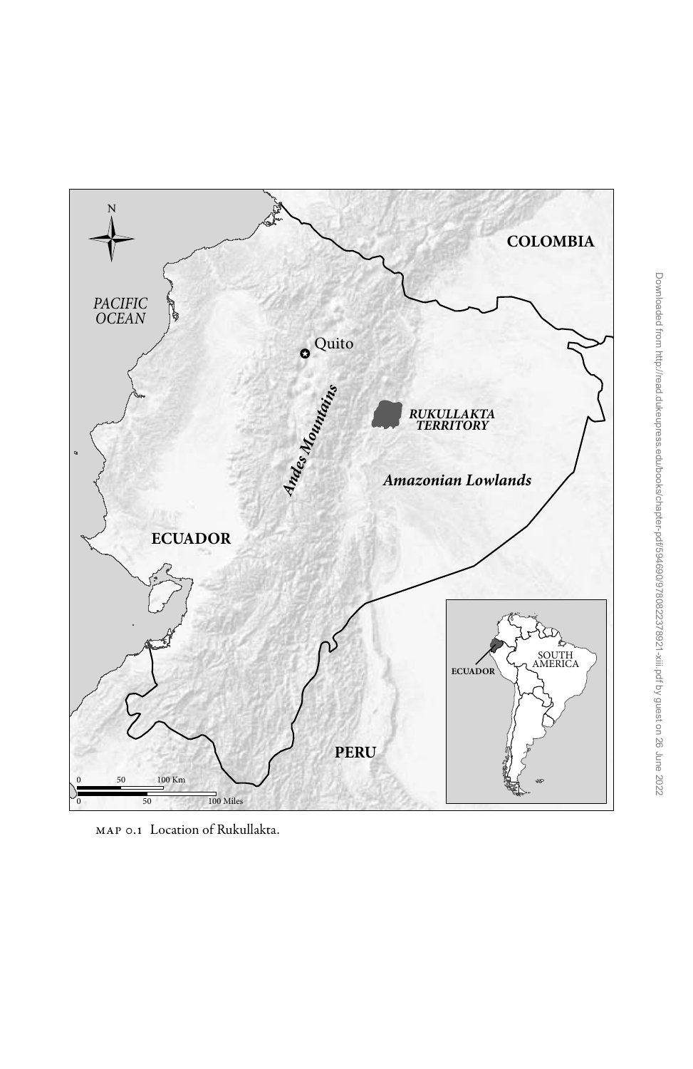N

COLOMBIA

PACIFIC OCEAN

Quito

Andes Mountains

RUKULLAKTA TERRITORY

Amazonian Lowlands

ECUADOR

PERU

SOUTH AMERICA

ECUADOR

0 50 100 Km

0 50 100 Miles

MAP 0.1 Location of Rukullakta.